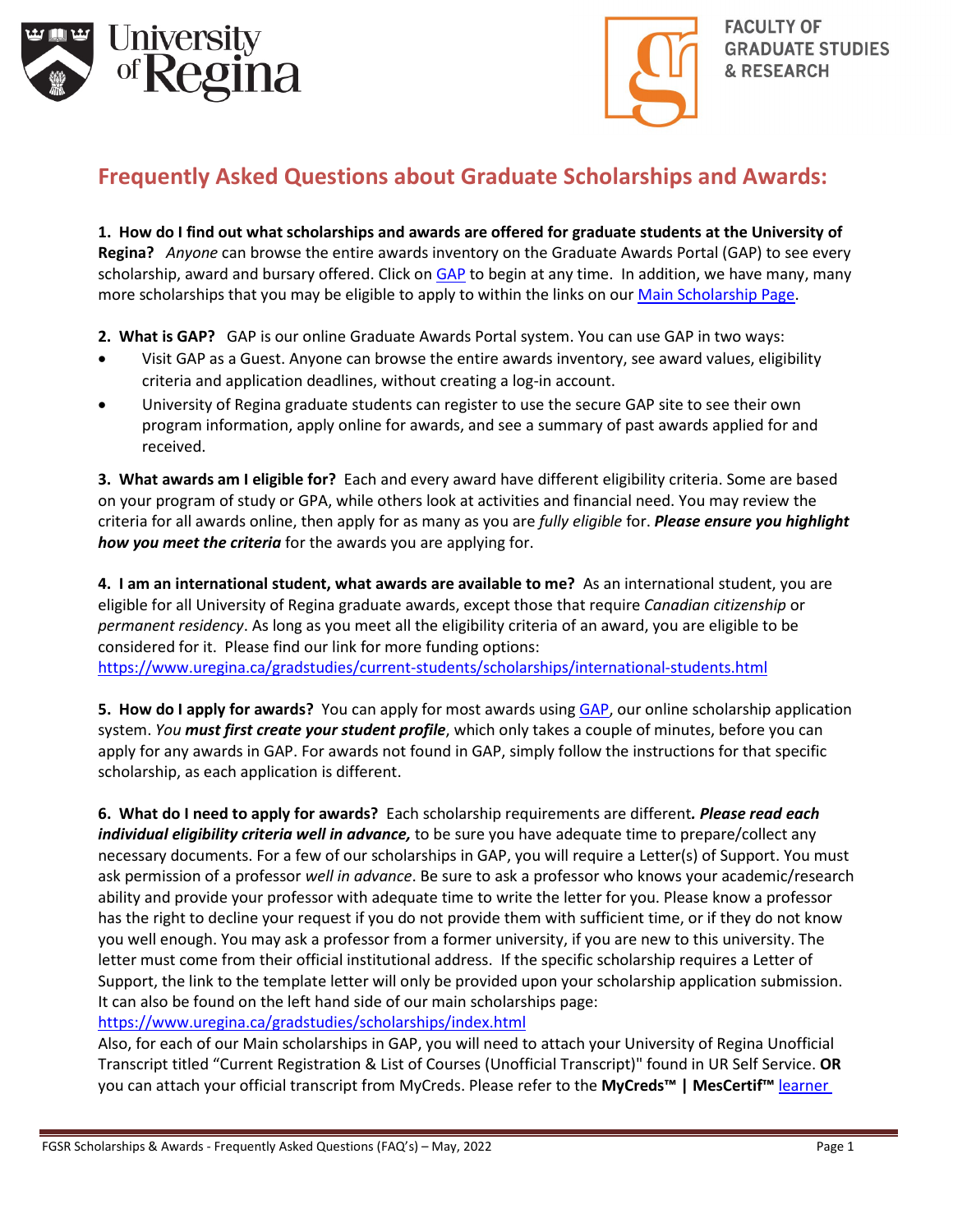# Frequently Asked Questions about Graduate Scholarships and Awards:

**1. How do I find out what scholarships and awards are offered for graduate students at the University of Regina?** *Anyone* can browse the entire awards inventory on the Graduate Awards Portal (GAP) to see every scholarship, award and bursary offered. Click on GAP to begin at any time. In addition, we have many, many more scholarships that you may be eligible to apply to within the links on our Main Scholarship Page.

**2. What is GAP?** GAP is our online Graduate Awards Portal system. You can use GAP in two ways:

- Visit GAP as a Guest. Anyone can browse the entire awards inventory, see award values, eligibility criteria and application deadlines, without creating a log-in account.
- University of Regina graduate students can register to use the secure GAP site to see their own program information, apply online for awards, and see a summary of past awards applied for and received.

**3. What awards am I eligible for?** Each and every award have different eligibility criteria. Some are based on your program of study or GPA, while others look at activities and financial need. You may review the criteria for all awards online, then apply for as many as you are *fully eligible* for. ***Please ensure you highlight how you meet the criteria*** for the awards you are applying for.

**4. I am an international student, what awards are available to me?** As an international student, you are eligible for all University of Regina graduate awards, except those that require *Canadian citizenship* or *permanent residency*. As long as you meet all the eligibility criteria of an award, you are eligible to be considered for it. Please find our link for more funding options:
https://www.uregina.ca/gradstudies/current-students/scholarships/international-students.html

**5. How do I apply for awards?** You can apply for most awards using GAP, our online scholarship application system. *You* ***must first create your student profile***, which only takes a couple of minutes, before you can apply for any awards in GAP. For awards not found in GAP, simply follow the instructions for that specific scholarship, as each application is different.

**6. What do I need to apply for awards?** Each scholarship requirements are different***. Please read each individual eligibility criteria well in advance,*** to be sure you have adequate time to prepare/collect any necessary documents. For a few of our scholarships in GAP, you will require a Letter(s) of Support. You must ask permission of a professor *well in advance*. Be sure to ask a professor who knows your academic/research ability and provide your professor with adequate time to write the letter for you. Please know a professor has the right to decline your request if you do not provide them with sufficient time, or if they do not know you well enough. You may ask a professor from a former university, if you are new to this university. The letter must come from their official institutional address. If the specific scholarship requires a Letter of Support, the link to the template letter will only be provided upon your scholarship application submission. It can also be found on the left hand side of our main scholarships page:
https://www.uregina.ca/gradstudies/scholarships/index.html
Also, for each of our Main scholarships in GAP, you will need to attach your University of Regina Unofficial Transcript titled "Current Registration & List of Courses (Unofficial Transcript)" found in UR Self Service. **OR** you can attach your official transcript from MyCreds. Please refer to the **MyCreds™ | MesCertif™** learner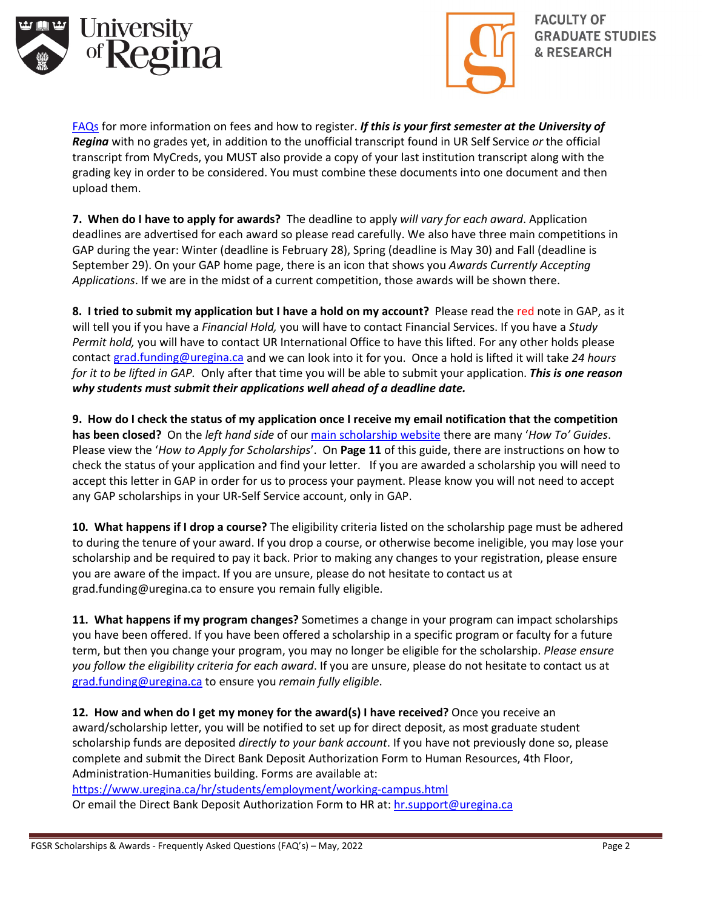[FAQs](#) for more information on fees and how to register. ***If this is your first semester at the University of Regina*** with no grades yet, in addition to the unofficial transcript found in UR Self Service *or* the official transcript from MyCreds, you MUST also provide a copy of your last institution transcript along with the grading key in order to be considered. You must combine these documents into one document and then upload them.

**7. When do I have to apply for awards?** The deadline to apply *will vary for each award*. Application deadlines are advertised for each award so please read carefully. We also have three main competitions in GAP during the year: Winter (deadline is February 28), Spring (deadline is May 30) and Fall (deadline is September 29). On your GAP home page, there is an icon that shows you *Awards Currently Accepting Applications*. If we are in the midst of a current competition, those awards will be shown there.

**8. I tried to submit my application but I have a hold on my account?** Please read the red note in GAP, as it will tell you if you have a *Financial Hold,* you will have to contact Financial Services. If you have a *Study Permit hold,* you will have to contact UR International Office to have this lifted. For any other holds please contact [grad.funding@uregina.ca](mailto:grad.funding@uregina.ca) and we can look into it for you. Once a hold is lifted it will take *24 hours for it to be lifted in GAP.* Only after that time you will be able to submit your application. ***This is one reason why students must submit their applications well ahead of a deadline date.***

**9. How do I check the status of my application once I receive my email notification that the competition has been closed?** On the *left hand side* of our [main scholarship website](#) there are many '*How To' Guides*. Please view the '*How to Apply for Scholarships*'. On **Page 11** of this guide, there are instructions on how to check the status of your application and find your letter. If you are awarded a scholarship you will need to accept this letter in GAP in order for us to process your payment. Please know you will not need to accept any GAP scholarships in your UR-Self Service account, only in GAP.

**10. What happens if I drop a course?** The eligibility criteria listed on the scholarship page must be adhered to during the tenure of your award. If you drop a course, or otherwise become ineligible, you may lose your scholarship and be required to pay it back. Prior to making any changes to your registration, please ensure you are aware of the impact. If you are unsure, please do not hesitate to contact us at grad.funding@uregina.ca to ensure you remain fully eligible.

**11. What happens if my program changes?** Sometimes a change in your program can impact scholarships you have been offered. If you have been offered a scholarship in a specific program or faculty for a future term, but then you change your program, you may no longer be eligible for the scholarship. *Please ensure you follow the eligibility criteria for each award*. If you are unsure, please do not hesitate to contact us at [grad.funding@uregina.ca](mailto:grad.funding@uregina.ca) to ensure you *remain fully eligible*.

**12. How and when do I get my money for the award(s) I have received?** Once you receive an award/scholarship letter, you will be notified to set up for direct deposit, as most graduate student scholarship funds are deposited *directly to your bank account*. If you have not previously done so, please complete and submit the Direct Bank Deposit Authorization Form to Human Resources, 4th Floor, Administration-Humanities building. Forms are available at:
[https://www.uregina.ca/hr/students/employment/working-campus.html](https://www.uregina.ca/hr/students/employment/working-campus.html)
Or email the Direct Bank Deposit Authorization Form to HR at: [hr.support@uregina.ca](mailto:hr.support@uregina.ca)